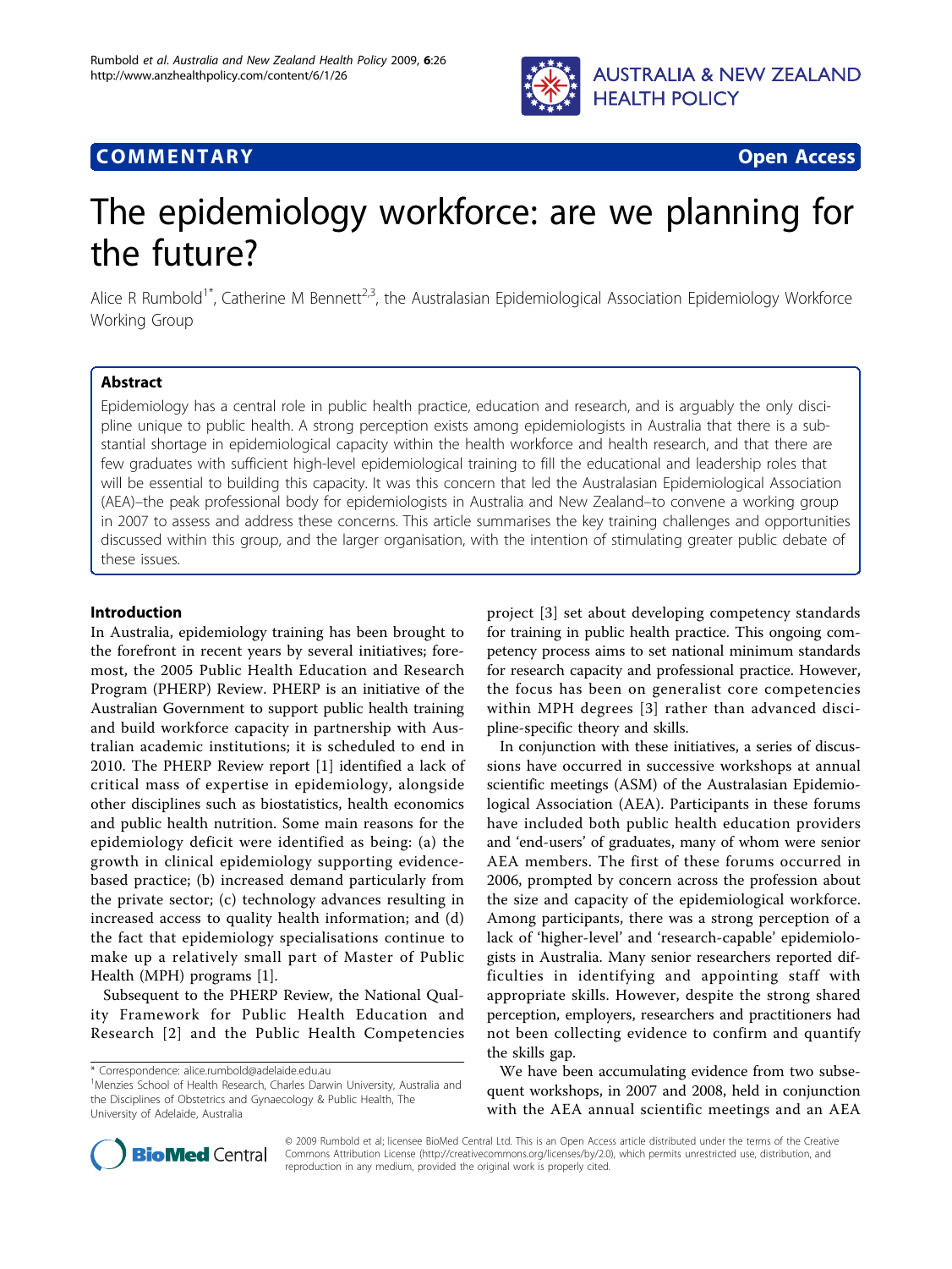COMMENTARY

Open Access

# The epidemiology workforce: are we planning for the future?

Alice R Rumbold[1*], Catherine M Bennett[2,3], the Australasian Epidemiological Association Epidemiology Workforce Working Group

## Abstract

Epidemiology has a central role in public health practice, education and research, and is arguably the only discipline unique to public health. A strong perception exists among epidemiologists in Australia that there is a substantial shortage in epidemiological capacity within the health workforce and health research, and that there are few graduates with sufficient high-level epidemiological training to fill the educational and leadership roles that will be essential to building this capacity. It was this concern that led the Australasian Epidemiological Association (AEA)–the peak professional body for epidemiologists in Australia and New Zealand–to convene a working group in 2007 to assess and address these concerns. This article summarises the key training challenges and opportunities discussed within this group, and the larger organisation, with the intention of stimulating greater public debate of these issues.

## Introduction

In Australia, epidemiology training has been brought to the forefront in recent years by several initiatives; foremost, the 2005 Public Health Education and Research Program (PHERP) Review. PHERP is an initiative of the Australian Government to support public health training and build workforce capacity in partnership with Australian academic institutions; it is scheduled to end in 2010. The PHERP Review report [1] identified a lack of critical mass of expertise in epidemiology, alongside other disciplines such as biostatistics, health economics and public health nutrition. Some main reasons for the epidemiology deficit were identified as being: (a) the growth in clinical epidemiology supporting evidence-based practice; (b) increased demand particularly from the private sector; (c) technology advances resulting in increased access to quality health information; and (d) the fact that epidemiology specialisations continue to make up a relatively small part of Master of Public Health (MPH) programs [1].

Subsequent to the PHERP Review, the National Quality Framework for Public Health Education and Research [2] and the Public Health Competencies project [3] set about developing competency standards for training in public health practice. This ongoing competency process aims to set national minimum standards for research capacity and professional practice. However, the focus has been on generalist core competencies within MPH degrees [3] rather than advanced discipline-specific theory and skills.

In conjunction with these initiatives, a series of discussions have occurred in successive workshops at annual scientific meetings (ASM) of the Australasian Epidemiological Association (AEA). Participants in these forums have included both public health education providers and 'end-users' of graduates, many of whom were senior AEA members. The first of these forums occurred in 2006, prompted by concern across the profession about the size and capacity of the epidemiological workforce. Among participants, there was a strong perception of a lack of 'higher-level' and 'research-capable' epidemiologists in Australia. Many senior researchers reported difficulties in identifying and appointing staff with appropriate skills. However, despite the strong shared perception, employers, researchers and practitioners had not been collecting evidence to confirm and quantify the skills gap.

We have been accumulating evidence from two subsequent workshops, in 2007 and 2008, held in conjunction with the AEA annual scientific meetings and an AEA

\* Correspondence: alice.rumbold@adelaide.edu.au

[1]Menzies School of Health Research, Charles Darwin University, Australia and the Disciplines of Obstetrics and Gynaecology & Public Health, The University of Adelaide, Australia

© 2009 Rumbold et al; licensee BioMed Central Ltd. This is an Open Access article distributed under the terms of the Creative Commons Attribution License (http://creativecommons.org/licenses/by/2.0), which permits unrestricted use, distribution, and reproduction in any medium, provided the original work is properly cited.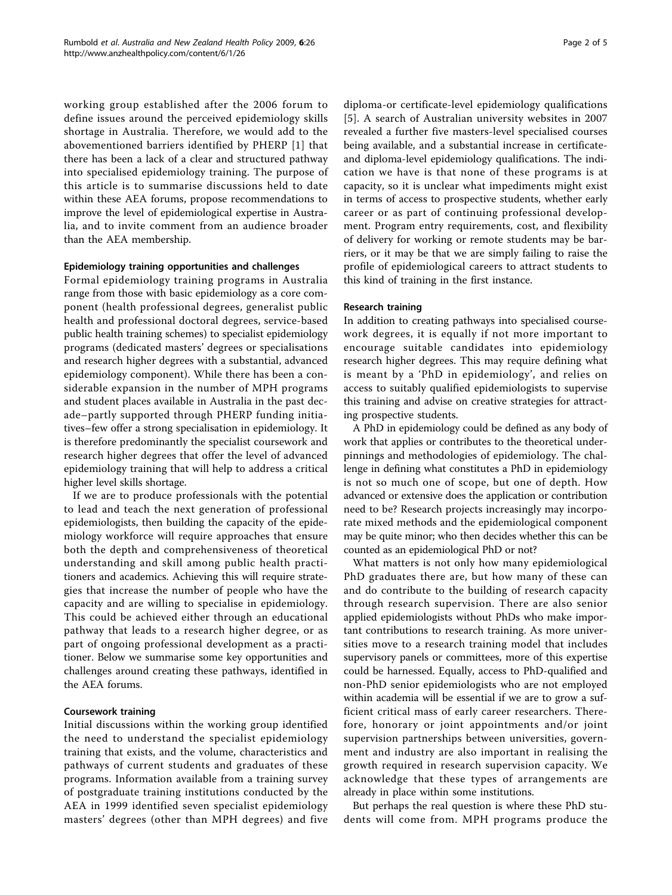working group established after the 2006 forum to define issues around the perceived epidemiology skills shortage in Australia. Therefore, we would add to the abovementioned barriers identified by PHERP [1] that there has been a lack of a clear and structured pathway into specialised epidemiology training. The purpose of this article is to summarise discussions held to date within these AEA forums, propose recommendations to improve the level of epidemiological expertise in Australia, and to invite comment from an audience broader than the AEA membership.

### Epidemiology training opportunities and challenges

Formal epidemiology training programs in Australia range from those with basic epidemiology as a core component (health professional degrees, generalist public health and professional doctoral degrees, service-based public health training schemes) to specialist epidemiology programs (dedicated masters' degrees or specialisations and research higher degrees with a substantial, advanced epidemiology component). While there has been a considerable expansion in the number of MPH programs and student places available in Australia in the past decade–partly supported through PHERP funding initiatives–few offer a strong specialisation in epidemiology. It is therefore predominantly the specialist coursework and research higher degrees that offer the level of advanced epidemiology training that will help to address a critical higher level skills shortage.

If we are to produce professionals with the potential to lead and teach the next generation of professional epidemiologists, then building the capacity of the epidemiology workforce will require approaches that ensure both the depth and comprehensiveness of theoretical understanding and skill among public health practitioners and academics. Achieving this will require strategies that increase the number of people who have the capacity and are willing to specialise in epidemiology. This could be achieved either through an educational pathway that leads to a research higher degree, or as part of ongoing professional development as a practitioner. Below we summarise some key opportunities and challenges around creating these pathways, identified in the AEA forums.

### Coursework training

Initial discussions within the working group identified the need to understand the specialist epidemiology training that exists, and the volume, characteristics and pathways of current students and graduates of these programs. Information available from a training survey of postgraduate training institutions conducted by the AEA in 1999 identified seven specialist epidemiology masters' degrees (other than MPH degrees) and five diploma-or certificate-level epidemiology qualifications [5]. A search of Australian university websites in 2007 revealed a further five masters-level specialised courses being available, and a substantial increase in certificate- and diploma-level epidemiology qualifications. The indication we have is that none of these programs is at capacity, so it is unclear what impediments might exist in terms of access to prospective students, whether early career or as part of continuing professional development. Program entry requirements, cost, and flexibility of delivery for working or remote students may be barriers, or it may be that we are simply failing to raise the profile of epidemiological careers to attract students to this kind of training in the first instance.

### Research training

In addition to creating pathways into specialised coursework degrees, it is equally if not more important to encourage suitable candidates into epidemiology research higher degrees. This may require defining what is meant by a 'PhD in epidemiology', and relies on access to suitably qualified epidemiologists to supervise this training and advise on creative strategies for attracting prospective students.

A PhD in epidemiology could be defined as any body of work that applies or contributes to the theoretical underpinnings and methodologies of epidemiology. The challenge in defining what constitutes a PhD in epidemiology is not so much one of scope, but one of depth. How advanced or extensive does the application or contribution need to be? Research projects increasingly may incorporate mixed methods and the epidemiological component may be quite minor; who then decides whether this can be counted as an epidemiological PhD or not?

What matters is not only how many epidemiological PhD graduates there are, but how many of these can and do contribute to the building of research capacity through research supervision. There are also senior applied epidemiologists without PhDs who make important contributions to research training. As more universities move to a research training model that includes supervisory panels or committees, more of this expertise could be harnessed. Equally, access to PhD-qualified and non-PhD senior epidemiologists who are not employed within academia will be essential if we are to grow a sufficient critical mass of early career researchers. Therefore, honorary or joint appointments and/or joint supervision partnerships between universities, government and industry are also important in realising the growth required in research supervision capacity. We acknowledge that these types of arrangements are already in place within some institutions.

But perhaps the real question is where these PhD students will come from. MPH programs produce the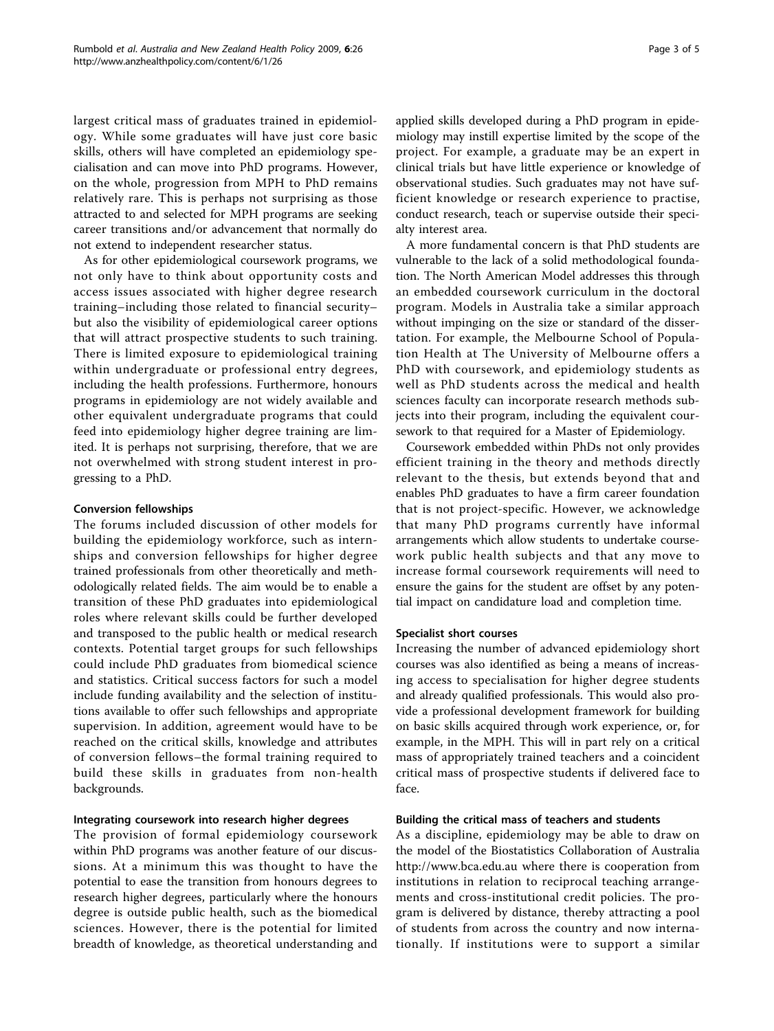largest critical mass of graduates trained in epidemiology. While some graduates will have just core basic skills, others will have completed an epidemiology specialisation and can move into PhD programs. However, on the whole, progression from MPH to PhD remains relatively rare. This is perhaps not surprising as those attracted to and selected for MPH programs are seeking career transitions and/or advancement that normally do not extend to independent researcher status.

As for other epidemiological coursework programs, we not only have to think about opportunity costs and access issues associated with higher degree research training–including those related to financial security–but also the visibility of epidemiological career options that will attract prospective students to such training. There is limited exposure to epidemiological training within undergraduate or professional entry degrees, including the health professions. Furthermore, honours programs in epidemiology are not widely available and other equivalent undergraduate programs that could feed into epidemiology higher degree training are limited. It is perhaps not surprising, therefore, that we are not overwhelmed with strong student interest in progressing to a PhD.

#### Conversion fellowships

The forums included discussion of other models for building the epidemiology workforce, such as internships and conversion fellowships for higher degree trained professionals from other theoretically and methodologically related fields. The aim would be to enable a transition of these PhD graduates into epidemiological roles where relevant skills could be further developed and transposed to the public health or medical research contexts. Potential target groups for such fellowships could include PhD graduates from biomedical science and statistics. Critical success factors for such a model include funding availability and the selection of institutions available to offer such fellowships and appropriate supervision. In addition, agreement would have to be reached on the critical skills, knowledge and attributes of conversion fellows–the formal training required to build these skills in graduates from non-health backgrounds.

#### Integrating coursework into research higher degrees

The provision of formal epidemiology coursework within PhD programs was another feature of our discussions. At a minimum this was thought to have the potential to ease the transition from honours degrees to research higher degrees, particularly where the honours degree is outside public health, such as the biomedical sciences. However, there is the potential for limited breadth of knowledge, as theoretical understanding and applied skills developed during a PhD program in epidemiology may instill expertise limited by the scope of the project. For example, a graduate may be an expert in clinical trials but have little experience or knowledge of observational studies. Such graduates may not have sufficient knowledge or research experience to practise, conduct research, teach or supervise outside their specialty interest area.

A more fundamental concern is that PhD students are vulnerable to the lack of a solid methodological foundation. The North American Model addresses this through an embedded coursework curriculum in the doctoral program. Models in Australia take a similar approach without impinging on the size or standard of the dissertation. For example, the Melbourne School of Population Health at The University of Melbourne offers a PhD with coursework, and epidemiology students as well as PhD students across the medical and health sciences faculty can incorporate research methods subjects into their program, including the equivalent coursework to that required for a Master of Epidemiology.

Coursework embedded within PhDs not only provides efficient training in the theory and methods directly relevant to the thesis, but extends beyond that and enables PhD graduates to have a firm career foundation that is not project-specific. However, we acknowledge that many PhD programs currently have informal arrangements which allow students to undertake coursework public health subjects and that any move to increase formal coursework requirements will need to ensure the gains for the student are offset by any potential impact on candidature load and completion time.

#### Specialist short courses

Increasing the number of advanced epidemiology short courses was also identified as being a means of increasing access to specialisation for higher degree students and already qualified professionals. This would also provide a professional development framework for building on basic skills acquired through work experience, or, for example, in the MPH. This will in part rely on a critical mass of appropriately trained teachers and a coincident critical mass of prospective students if delivered face to face.

#### Building the critical mass of teachers and students

As a discipline, epidemiology may be able to draw on the model of the Biostatistics Collaboration of Australia http://www.bca.edu.au where there is cooperation from institutions in relation to reciprocal teaching arrangements and cross-institutional credit policies. The program is delivered by distance, thereby attracting a pool of students from across the country and now internationally. If institutions were to support a similar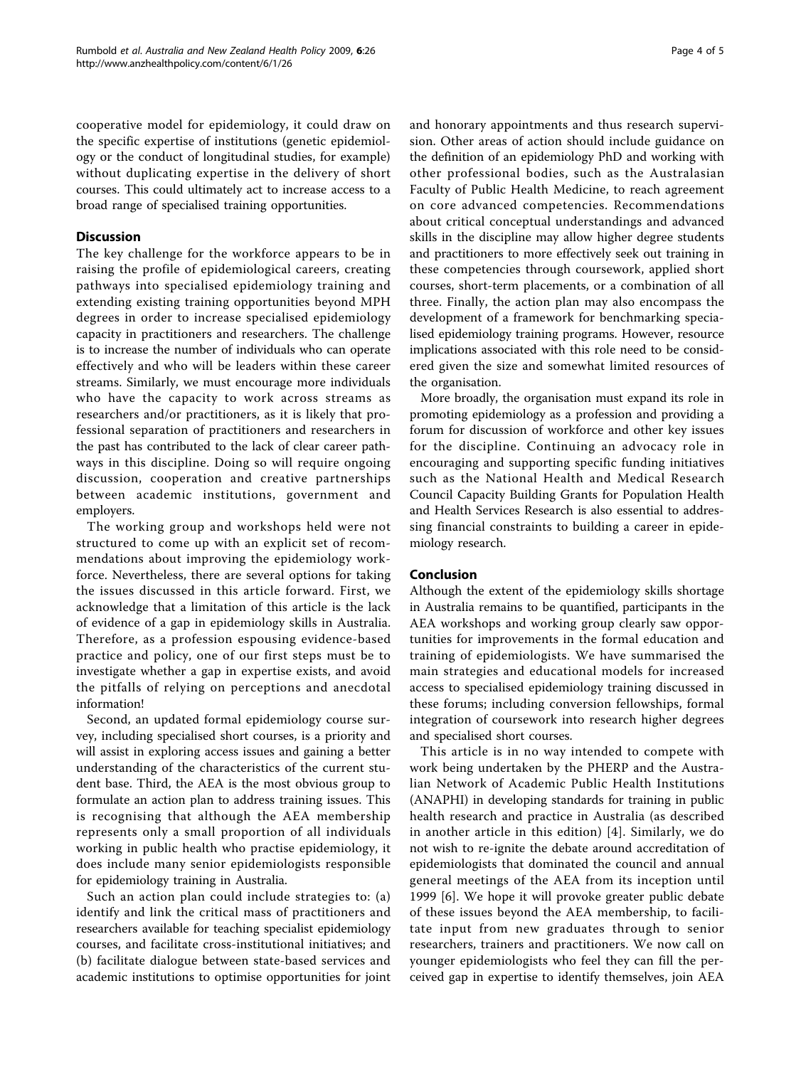cooperative model for epidemiology, it could draw on the specific expertise of institutions (genetic epidemiology or the conduct of longitudinal studies, for example) without duplicating expertise in the delivery of short courses. This could ultimately act to increase access to a broad range of specialised training opportunities.

## Discussion

The key challenge for the workforce appears to be in raising the profile of epidemiological careers, creating pathways into specialised epidemiology training and extending existing training opportunities beyond MPH degrees in order to increase specialised epidemiology capacity in practitioners and researchers. The challenge is to increase the number of individuals who can operate effectively and who will be leaders within these career streams. Similarly, we must encourage more individuals who have the capacity to work across streams as researchers and/or practitioners, as it is likely that professional separation of practitioners and researchers in the past has contributed to the lack of clear career pathways in this discipline. Doing so will require ongoing discussion, cooperation and creative partnerships between academic institutions, government and employers.

The working group and workshops held were not structured to come up with an explicit set of recommendations about improving the epidemiology workforce. Nevertheless, there are several options for taking the issues discussed in this article forward. First, we acknowledge that a limitation of this article is the lack of evidence of a gap in epidemiology skills in Australia. Therefore, as a profession espousing evidence-based practice and policy, one of our first steps must be to investigate whether a gap in expertise exists, and avoid the pitfalls of relying on perceptions and anecdotal information!

Second, an updated formal epidemiology course survey, including specialised short courses, is a priority and will assist in exploring access issues and gaining a better understanding of the characteristics of the current student base. Third, the AEA is the most obvious group to formulate an action plan to address training issues. This is recognising that although the AEA membership represents only a small proportion of all individuals working in public health who practise epidemiology, it does include many senior epidemiologists responsible for epidemiology training in Australia.

Such an action plan could include strategies to: (a) identify and link the critical mass of practitioners and researchers available for teaching specialist epidemiology courses, and facilitate cross-institutional initiatives; and (b) facilitate dialogue between state-based services and academic institutions to optimise opportunities for joint and honorary appointments and thus research supervision. Other areas of action should include guidance on the definition of an epidemiology PhD and working with other professional bodies, such as the Australasian Faculty of Public Health Medicine, to reach agreement on core advanced competencies. Recommendations about critical conceptual understandings and advanced skills in the discipline may allow higher degree students and practitioners to more effectively seek out training in these competencies through coursework, applied short courses, short-term placements, or a combination of all three. Finally, the action plan may also encompass the development of a framework for benchmarking specialised epidemiology training programs. However, resource implications associated with this role need to be considered given the size and somewhat limited resources of the organisation.

More broadly, the organisation must expand its role in promoting epidemiology as a profession and providing a forum for discussion of workforce and other key issues for the discipline. Continuing an advocacy role in encouraging and supporting specific funding initiatives such as the National Health and Medical Research Council Capacity Building Grants for Population Health and Health Services Research is also essential to addressing financial constraints to building a career in epidemiology research.

## Conclusion

Although the extent of the epidemiology skills shortage in Australia remains to be quantified, participants in the AEA workshops and working group clearly saw opportunities for improvements in the formal education and training of epidemiologists. We have summarised the main strategies and educational models for increased access to specialised epidemiology training discussed in these forums; including conversion fellowships, formal integration of coursework into research higher degrees and specialised short courses.

This article is in no way intended to compete with work being undertaken by the PHERP and the Australian Network of Academic Public Health Institutions (ANAPHI) in developing standards for training in public health research and practice in Australia (as described in another article in this edition) [4]. Similarly, we do not wish to re-ignite the debate around accreditation of epidemiologists that dominated the council and annual general meetings of the AEA from its inception until 1999 [6]. We hope it will provoke greater public debate of these issues beyond the AEA membership, to facilitate input from new graduates through to senior researchers, trainers and practitioners. We now call on younger epidemiologists who feel they can fill the perceived gap in expertise to identify themselves, join AEA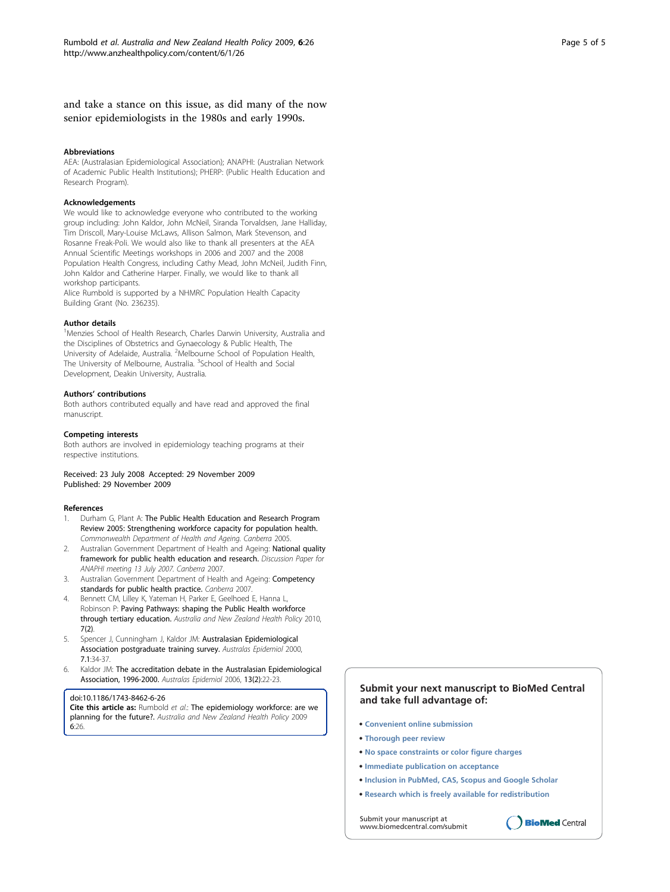and take a stance on this issue, as did many of the now senior epidemiologists in the 1980s and early 1990s.

#### Abbreviations

AEA: (Australasian Epidemiological Association); ANAPHI: (Australian Network of Academic Public Health Institutions); PHERP: (Public Health Education and Research Program).

#### Acknowledgements

We would like to acknowledge everyone who contributed to the working group including: John Kaldor, John McNeil, Siranda Torvaldsen, Jane Halliday, Tim Driscoll, Mary-Louise McLaws, Allison Salmon, Mark Stevenson, and Rosanne Freak-Poli. We would also like to thank all presenters at the AEA Annual Scientific Meetings workshops in 2006 and 2007 and the 2008 Population Health Congress, including Cathy Mead, John McNeil, Judith Finn, John Kaldor and Catherine Harper. Finally, we would like to thank all workshop participants.

Alice Rumbold is supported by a NHMRC Population Health Capacity Building Grant (No. 236235).

#### Author details

[1]Menzies School of Health Research, Charles Darwin University, Australia and the Disciplines of Obstetrics and Gynaecology & Public Health, The University of Adelaide, Australia. [2]Melbourne School of Population Health, The University of Melbourne, Australia. [3]School of Health and Social Development, Deakin University, Australia.

#### Authors' contributions

Both authors contributed equally and have read and approved the final manuscript.

#### Competing interests

Both authors are involved in epidemiology teaching programs at their respective institutions.

Received: 23 July 2008 Accepted: 29 November 2009
Published: 29 November 2009

#### References

1. Durham G, Plant A: **The Public Health Education and Research Program Review 2005: Strengthening workforce capacity for population health.** *Commonwealth Department of Health and Ageing. Canberra* 2005.
2. Australian Government Department of Health and Ageing: **National quality framework for public health education and research.** *Discussion Paper for ANAPHI meeting 13 July 2007. Canberra* 2007.
3. Australian Government Department of Health and Ageing: **Competency standards for public health practice.** *Canberra* 2007.
4. Bennett CM, Lilley K, Yateman H, Parker E, Geelhoed E, Hanna L, Robinson P: **Paving Pathways: shaping the Public Health workforce through tertiary education.** *Australia and New Zealand Health Policy* 2010, **7(2)**.
5. Spencer J, Cunningham J, Kaldor JM: **Australasian Epidemiological Association postgraduate training survey.** *Australas Epidemiol* 2000, **7.1**:34-37.
6. Kaldor JM: **The accreditation debate in the Australasian Epidemiological Association, 1996-2000.** *Australas Epidemiol* 2006, **13(2)**:22-23.

doi:10.1186/1743-8462-6-26
**Cite this article as:** Rumbold *et al.*: The epidemiology workforce: are we planning for the future?. *Australia and New Zealand Health Policy* 2009 **6**:26.

**Submit your next manuscript to BioMed Central and take full advantage of:**

- **Convenient online submission**
- **Thorough peer review**
- **No space constraints or color figure charges**
- **Immediate publication on acceptance**
- **Inclusion in PubMed, CAS, Scopus and Google Scholar**
- **Research which is freely available for redistribution**

Submit your manuscript at www.biomedcentral.com/submit

BioMed Central